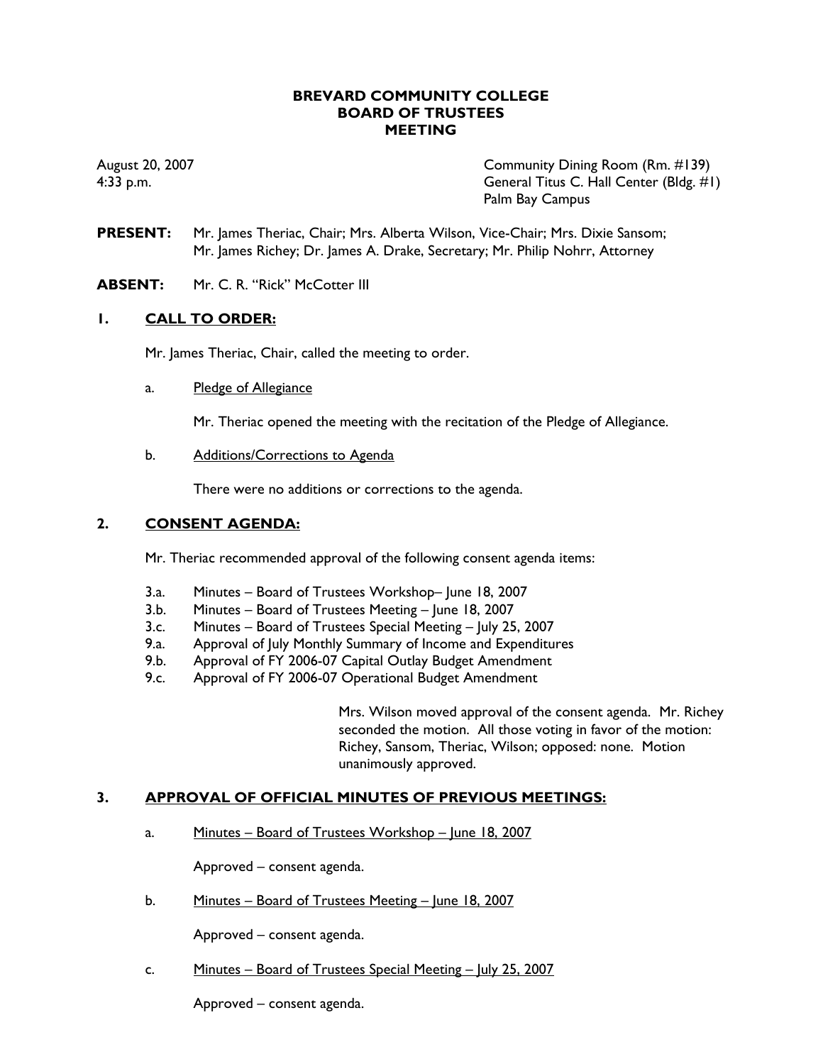# BREVARD COMMUNITY COLLEGE
# BOARD OF TRUSTEES
# MEETING

August 20, 2007
4:33 p.m.

Community Dining Room (Rm. #139)
General Titus C. Hall Center (Bldg. #1)
Palm Bay Campus

**PRESENT:** Mr. James Theriac, Chair; Mrs. Alberta Wilson, Vice-Chair; Mrs. Dixie Sansom; Mr. James Richey; Dr. James A. Drake, Secretary; Mr. Philip Nohrr, Attorney

**ABSENT:** Mr. C. R. "Rick" McCotter III

## 1. CALL TO ORDER:

Mr. James Theriac, Chair, called the meeting to order.

a. Pledge of Allegiance

Mr. Theriac opened the meeting with the recitation of the Pledge of Allegiance.

b. Additions/Corrections to Agenda

There were no additions or corrections to the agenda.

## 2. CONSENT AGENDA:

Mr. Theriac recommended approval of the following consent agenda items:

- 3.a. Minutes – Board of Trustees Workshop– June 18, 2007
- 3.b. Minutes – Board of Trustees Meeting – June 18, 2007
- 3.c. Minutes – Board of Trustees Special Meeting – July 25, 2007
- 9.a. Approval of July Monthly Summary of Income and Expenditures
- 9.b. Approval of FY 2006-07 Capital Outlay Budget Amendment
- 9.c. Approval of FY 2006-07 Operational Budget Amendment

Mrs. Wilson moved approval of the consent agenda. Mr. Richey seconded the motion. All those voting in favor of the motion: Richey, Sansom, Theriac, Wilson; opposed: none. Motion unanimously approved.

## 3. APPROVAL OF OFFICIAL MINUTES OF PREVIOUS MEETINGS:

a. Minutes – Board of Trustees Workshop – June 18, 2007

Approved – consent agenda.

b. Minutes – Board of Trustees Meeting – June 18, 2007

Approved – consent agenda.

c. Minutes – Board of Trustees Special Meeting – July 25, 2007

Approved – consent agenda.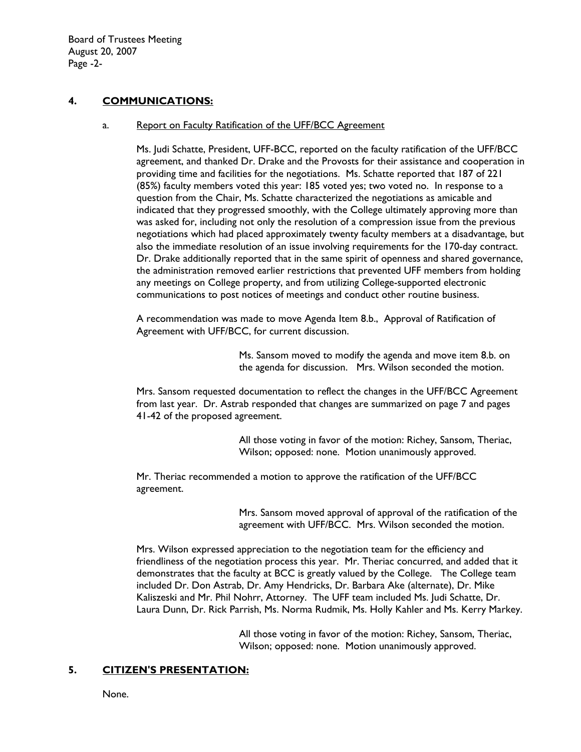## 4. COMMUNICATIONS:

### a. Report on Faculty Ratification of the UFF/BCC Agreement

Ms. Judi Schatte, President, UFF-BCC, reported on the faculty ratification of the UFF/BCC agreement, and thanked Dr. Drake and the Provosts for their assistance and cooperation in providing time and facilities for the negotiations. Ms. Schatte reported that 187 of 221 (85%) faculty members voted this year: 185 voted yes; two voted no. In response to a question from the Chair, Ms. Schatte characterized the negotiations as amicable and indicated that they progressed smoothly, with the College ultimately approving more than was asked for, including not only the resolution of a compression issue from the previous negotiations which had placed approximately twenty faculty members at a disadvantage, but also the immediate resolution of an issue involving requirements for the 170-day contract. Dr. Drake additionally reported that in the same spirit of openness and shared governance, the administration removed earlier restrictions that prevented UFF members from holding any meetings on College property, and from utilizing College-supported electronic communications to post notices of meetings and conduct other routine business.

A recommendation was made to move Agenda Item 8.b., Approval of Ratification of Agreement with UFF/BCC, for current discussion.

> Ms. Sansom moved to modify the agenda and move item 8.b. on the agenda for discussion. Mrs. Wilson seconded the motion.

Mrs. Sansom requested documentation to reflect the changes in the UFF/BCC Agreement from last year. Dr. Astrab responded that changes are summarized on page 7 and pages 41-42 of the proposed agreement.

> All those voting in favor of the motion: Richey, Sansom, Theriac, Wilson; opposed: none. Motion unanimously approved.

Mr. Theriac recommended a motion to approve the ratification of the UFF/BCC agreement.

> Mrs. Sansom moved approval of approval of the ratification of the agreement with UFF/BCC. Mrs. Wilson seconded the motion.

Mrs. Wilson expressed appreciation to the negotiation team for the efficiency and friendliness of the negotiation process this year. Mr. Theriac concurred, and added that it demonstrates that the faculty at BCC is greatly valued by the College. The College team included Dr. Don Astrab, Dr. Amy Hendricks, Dr. Barbara Ake (alternate), Dr. Mike Kaliszeski and Mr. Phil Nohrr, Attorney. The UFF team included Ms. Judi Schatte, Dr. Laura Dunn, Dr. Rick Parrish, Ms. Norma Rudmik, Ms. Holly Kahler and Ms. Kerry Markey.

> All those voting in favor of the motion: Richey, Sansom, Theriac, Wilson; opposed: none. Motion unanimously approved.

## 5. CITIZEN'S PRESENTATION:

None.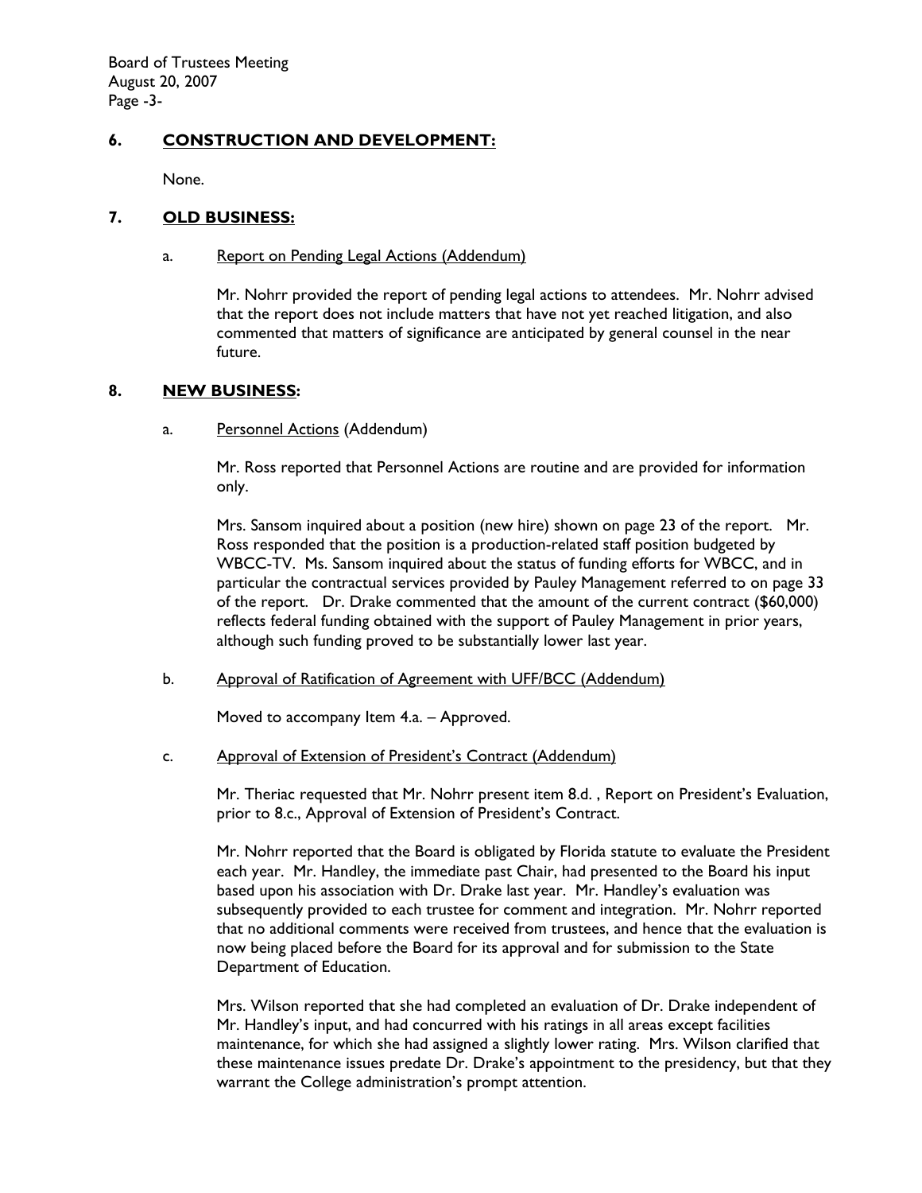## 6. CONSTRUCTION AND DEVELOPMENT:

None.

## 7. OLD BUSINESS:

a. Report on Pending Legal Actions (Addendum)

Mr. Nohrr provided the report of pending legal actions to attendees. Mr. Nohrr advised that the report does not include matters that have not yet reached litigation, and also commented that matters of significance are anticipated by general counsel in the near future.

## 8. NEW BUSINESS:

a. Personnel Actions (Addendum)

Mr. Ross reported that Personnel Actions are routine and are provided for information only.

Mrs. Sansom inquired about a position (new hire) shown on page 23 of the report. Mr. Ross responded that the position is a production-related staff position budgeted by WBCC-TV. Ms. Sansom inquired about the status of funding efforts for WBCC, and in particular the contractual services provided by Pauley Management referred to on page 33 of the report. Dr. Drake commented that the amount of the current contract ($60,000) reflects federal funding obtained with the support of Pauley Management in prior years, although such funding proved to be substantially lower last year.

b. Approval of Ratification of Agreement with UFF/BCC (Addendum)

Moved to accompany Item 4.a. – Approved.

c. Approval of Extension of President's Contract (Addendum)

Mr. Theriac requested that Mr. Nohrr present item 8.d. , Report on President's Evaluation, prior to 8.c., Approval of Extension of President's Contract.

Mr. Nohrr reported that the Board is obligated by Florida statute to evaluate the President each year. Mr. Handley, the immediate past Chair, had presented to the Board his input based upon his association with Dr. Drake last year. Mr. Handley's evaluation was subsequently provided to each trustee for comment and integration. Mr. Nohrr reported that no additional comments were received from trustees, and hence that the evaluation is now being placed before the Board for its approval and for submission to the State Department of Education.

Mrs. Wilson reported that she had completed an evaluation of Dr. Drake independent of Mr. Handley's input, and had concurred with his ratings in all areas except facilities maintenance, for which she had assigned a slightly lower rating. Mrs. Wilson clarified that these maintenance issues predate Dr. Drake's appointment to the presidency, but that they warrant the College administration's prompt attention.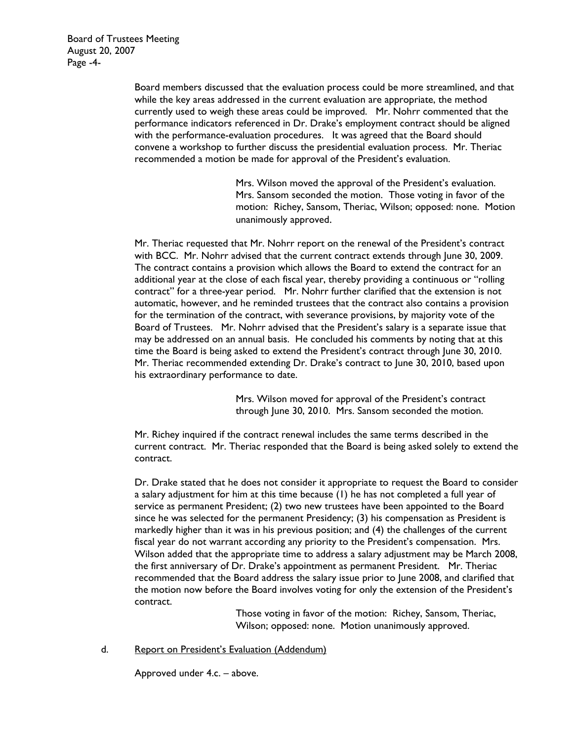Board members discussed that the evaluation process could be more streamlined, and that while the key areas addressed in the current evaluation are appropriate, the method currently used to weigh these areas could be improved. Mr. Nohrr commented that the performance indicators referenced in Dr. Drake's employment contract should be aligned with the performance-evaluation procedures. It was agreed that the Board should convene a workshop to further discuss the presidential evaluation process. Mr. Theriac recommended a motion be made for approval of the President's evaluation.

> Mrs. Wilson moved the approval of the President's evaluation. Mrs. Sansom seconded the motion. Those voting in favor of the motion: Richey, Sansom, Theriac, Wilson; opposed: none. Motion unanimously approved.

Mr. Theriac requested that Mr. Nohrr report on the renewal of the President's contract with BCC. Mr. Nohrr advised that the current contract extends through June 30, 2009. The contract contains a provision which allows the Board to extend the contract for an additional year at the close of each fiscal year, thereby providing a continuous or "rolling contract" for a three-year period. Mr. Nohrr further clarified that the extension is not automatic, however, and he reminded trustees that the contract also contains a provision for the termination of the contract, with severance provisions, by majority vote of the Board of Trustees. Mr. Nohrr advised that the President's salary is a separate issue that may be addressed on an annual basis. He concluded his comments by noting that at this time the Board is being asked to extend the President's contract through June 30, 2010. Mr. Theriac recommended extending Dr. Drake's contract to June 30, 2010, based upon his extraordinary performance to date.

> Mrs. Wilson moved for approval of the President's contract through June 30, 2010. Mrs. Sansom seconded the motion.

Mr. Richey inquired if the contract renewal includes the same terms described in the current contract. Mr. Theriac responded that the Board is being asked solely to extend the contract.

Dr. Drake stated that he does not consider it appropriate to request the Board to consider a salary adjustment for him at this time because (1) he has not completed a full year of service as permanent President; (2) two new trustees have been appointed to the Board since he was selected for the permanent Presidency; (3) his compensation as President is markedly higher than it was in his previous position; and (4) the challenges of the current fiscal year do not warrant according any priority to the President's compensation. Mrs. Wilson added that the appropriate time to address a salary adjustment may be March 2008, the first anniversary of Dr. Drake's appointment as permanent President. Mr. Theriac recommended that the Board address the salary issue prior to June 2008, and clarified that the motion now before the Board involves voting for only the extension of the President's contract.

> Those voting in favor of the motion: Richey, Sansom, Theriac, Wilson; opposed: none. Motion unanimously approved.

d. Report on President's Evaluation (Addendum)

Approved under 4.c. – above.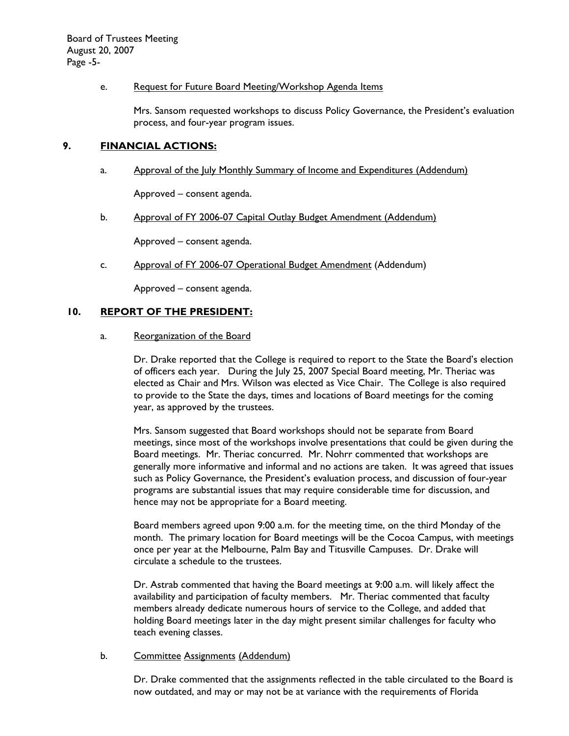e. Request for Future Board Meeting/Workshop Agenda Items

Mrs. Sansom requested workshops to discuss Policy Governance, the President's evaluation process, and four-year program issues.

## 9. FINANCIAL ACTIONS:

a. Approval of the July Monthly Summary of Income and Expenditures (Addendum)

Approved – consent agenda.

b. Approval of FY 2006-07 Capital Outlay Budget Amendment (Addendum)

Approved – consent agenda.

c. Approval of FY 2006-07 Operational Budget Amendment (Addendum)

Approved – consent agenda.

## 10. REPORT OF THE PRESIDENT:

a. Reorganization of the Board

Dr. Drake reported that the College is required to report to the State the Board's election of officers each year. During the July 25, 2007 Special Board meeting, Mr. Theriac was elected as Chair and Mrs. Wilson was elected as Vice Chair. The College is also required to provide to the State the days, times and locations of Board meetings for the coming year, as approved by the trustees.

Mrs. Sansom suggested that Board workshops should not be separate from Board meetings, since most of the workshops involve presentations that could be given during the Board meetings. Mr. Theriac concurred. Mr. Nohrr commented that workshops are generally more informative and informal and no actions are taken. It was agreed that issues such as Policy Governance, the President's evaluation process, and discussion of four-year programs are substantial issues that may require considerable time for discussion, and hence may not be appropriate for a Board meeting.

Board members agreed upon 9:00 a.m. for the meeting time, on the third Monday of the month. The primary location for Board meetings will be the Cocoa Campus, with meetings once per year at the Melbourne, Palm Bay and Titusville Campuses. Dr. Drake will circulate a schedule to the trustees.

Dr. Astrab commented that having the Board meetings at 9:00 a.m. will likely affect the availability and participation of faculty members. Mr. Theriac commented that faculty members already dedicate numerous hours of service to the College, and added that holding Board meetings later in the day might present similar challenges for faculty who teach evening classes.

b. Committee Assignments (Addendum)

Dr. Drake commented that the assignments reflected in the table circulated to the Board is now outdated, and may or may not be at variance with the requirements of Florida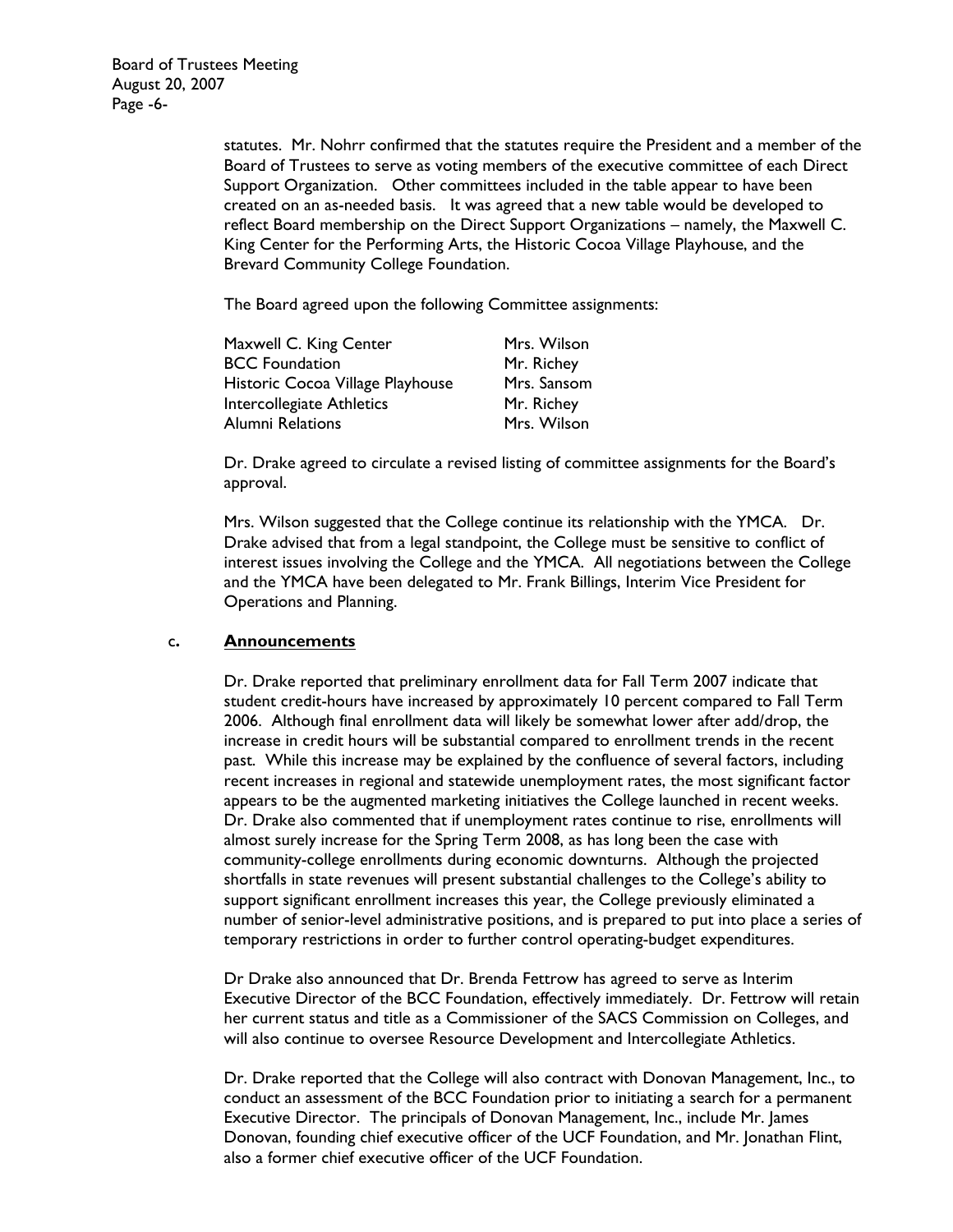statutes. Mr. Nohrr confirmed that the statutes require the President and a member of the Board of Trustees to serve as voting members of the executive committee of each Direct Support Organization. Other committees included in the table appear to have been created on an as-needed basis. It was agreed that a new table would be developed to reflect Board membership on the Direct Support Organizations – namely, the Maxwell C. King Center for the Performing Arts, the Historic Cocoa Village Playhouse, and the Brevard Community College Foundation.

The Board agreed upon the following Committee assignments:

| | |
|---|---|
| Maxwell C. King Center | Mrs. Wilson |
| BCC Foundation | Mr. Richey |
| Historic Cocoa Village Playhouse | Mrs. Sansom |
| Intercollegiate Athletics | Mr. Richey |
| Alumni Relations | Mrs. Wilson |

Dr. Drake agreed to circulate a revised listing of committee assignments for the Board's approval.

Mrs. Wilson suggested that the College continue its relationship with the YMCA. Dr. Drake advised that from a legal standpoint, the College must be sensitive to conflict of interest issues involving the College and the YMCA. All negotiations between the College and the YMCA have been delegated to Mr. Frank Billings, Interim Vice President for Operations and Planning.

c. **Announcements**

Dr. Drake reported that preliminary enrollment data for Fall Term 2007 indicate that student credit-hours have increased by approximately 10 percent compared to Fall Term 2006. Although final enrollment data will likely be somewhat lower after add/drop, the increase in credit hours will be substantial compared to enrollment trends in the recent past. While this increase may be explained by the confluence of several factors, including recent increases in regional and statewide unemployment rates, the most significant factor appears to be the augmented marketing initiatives the College launched in recent weeks. Dr. Drake also commented that if unemployment rates continue to rise, enrollments will almost surely increase for the Spring Term 2008, as has long been the case with community-college enrollments during economic downturns. Although the projected shortfalls in state revenues will present substantial challenges to the College's ability to support significant enrollment increases this year, the College previously eliminated a number of senior-level administrative positions, and is prepared to put into place a series of temporary restrictions in order to further control operating-budget expenditures.

Dr Drake also announced that Dr. Brenda Fettrow has agreed to serve as Interim Executive Director of the BCC Foundation, effectively immediately. Dr. Fettrow will retain her current status and title as a Commissioner of the SACS Commission on Colleges, and will also continue to oversee Resource Development and Intercollegiate Athletics.

Dr. Drake reported that the College will also contract with Donovan Management, Inc., to conduct an assessment of the BCC Foundation prior to initiating a search for a permanent Executive Director. The principals of Donovan Management, Inc., include Mr. James Donovan, founding chief executive officer of the UCF Foundation, and Mr. Jonathan Flint, also a former chief executive officer of the UCF Foundation.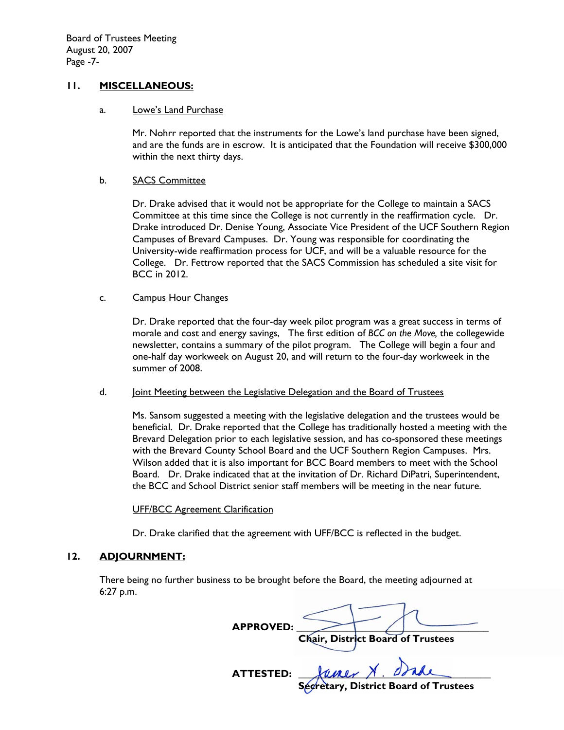## 11. MISCELLANEOUS:

a. Lowe's Land Purchase

Mr. Nohrr reported that the instruments for the Lowe's land purchase have been signed, and are the funds are in escrow. It is anticipated that the Foundation will receive $300,000 within the next thirty days.

b. SACS Committee

Dr. Drake advised that it would not be appropriate for the College to maintain a SACS Committee at this time since the College is not currently in the reaffirmation cycle. Dr. Drake introduced Dr. Denise Young, Associate Vice President of the UCF Southern Region Campuses of Brevard Campuses. Dr. Young was responsible for coordinating the University-wide reaffirmation process for UCF, and will be a valuable resource for the College. Dr. Fettrow reported that the SACS Commission has scheduled a site visit for BCC in 2012.

c. Campus Hour Changes

Dr. Drake reported that the four-day week pilot program was a great success in terms of morale and cost and energy savings, The first edition of *BCC on the Move,* the collegewide newsletter, contains a summary of the pilot program. The College will begin a four and one-half day workweek on August 20, and will return to the four-day workweek in the summer of 2008.

d. Joint Meeting between the Legislative Delegation and the Board of Trustees

Ms. Sansom suggested a meeting with the legislative delegation and the trustees would be beneficial. Dr. Drake reported that the College has traditionally hosted a meeting with the Brevard Delegation prior to each legislative session, and has co-sponsored these meetings with the Brevard County School Board and the UCF Southern Region Campuses. Mrs. Wilson added that it is also important for BCC Board members to meet with the School Board. Dr. Drake indicated that at the invitation of Dr. Richard DiPatri, Superintendent, the BCC and School District senior staff members will be meeting in the near future.

UFF/BCC Agreement Clarification

Dr. Drake clarified that the agreement with UFF/BCC is reflected in the budget.

## 12. ADJOURNMENT:

There being no further business to be brought before the Board, the meeting adjourned at 6:27 p.m.

**APPROVED:** ______________________________
**Chair, District Board of Trustees**

**ATTESTED:** James A. Drake
**Secretary, District Board of Trustees**